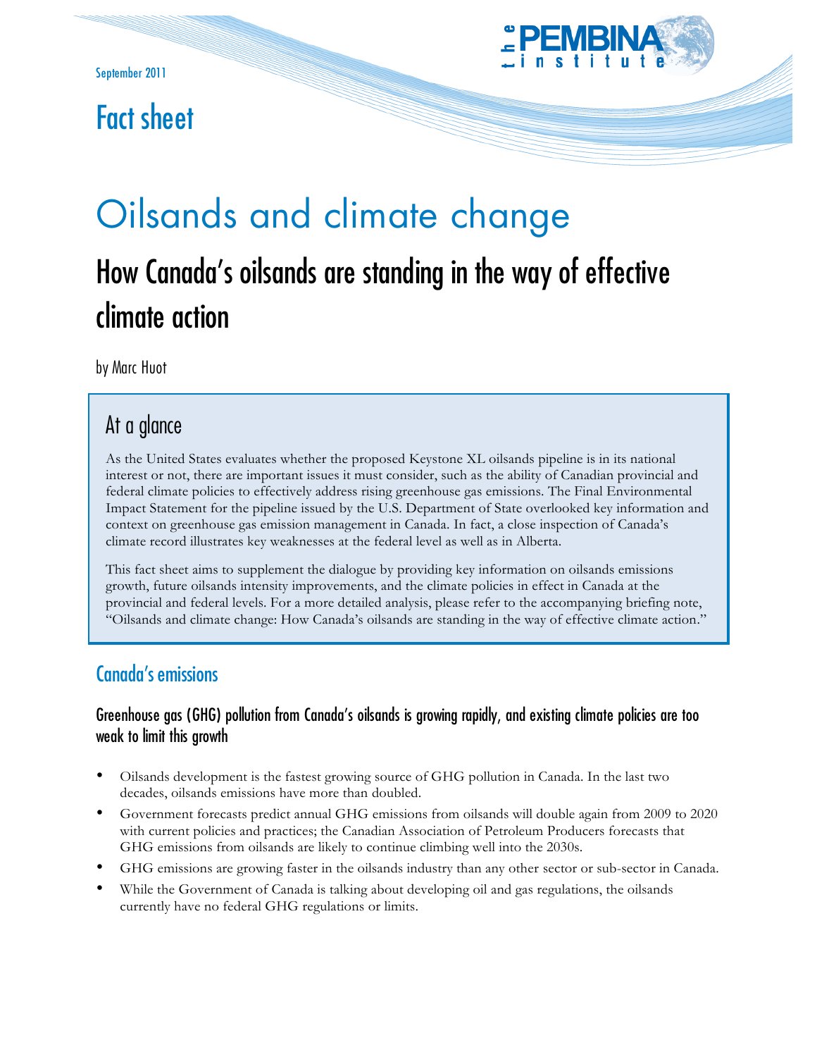September 2011

Fact sheet

# Oilsands and climate change

## How Canada's oilsands are standing in the way of effective climate action

by Marc Huot

### At a glance

As the United States evaluates whether the proposed Keystone XL oilsands pipeline is in its national interest or not, there are important issues it must consider, such as the ability of Canadian provincial and federal climate policies to effectively address rising greenhouse gas emissions. The Final Environmental Impact Statement for the pipeline issued by the U.S. Department of State overlooked key information and context on greenhouse gas emission management in Canada. In fact, a close inspection of Canada's climate record illustrates key weaknesses at the federal level as well as in Alberta.

This fact sheet aims to supplement the dialogue by providing key information on oilsands emissions growth, future oilsands intensity improvements, and the climate policies in effect in Canada at the provincial and federal levels. For a more detailed analysis, please refer to the accompanying briefing note, "Oilsands and climate change: How Canada's oilsands are standing in the way of effective climate action."

## Canada's emissions

### Greenhouse gas (GHG) pollution from Canada's oilsands is growing rapidly, and existing climate policies are too weak to limit this growth

- Oilsands development is the fastest growing source of GHG pollution in Canada. In the last two decades, oilsands emissions have more than doubled.
- Government forecasts predict annual GHG emissions from oilsands will double again from 2009 to 2020 with current policies and practices; the Canadian Association of Petroleum Producers forecasts that GHG emissions from oilsands are likely to continue climbing well into the 2030s.
- GHG emissions are growing faster in the oilsands industry than any other sector or sub-sector in Canada.
- While the Government of Canada is talking about developing oil and gas regulations, the oilsands currently have no federal GHG regulations or limits.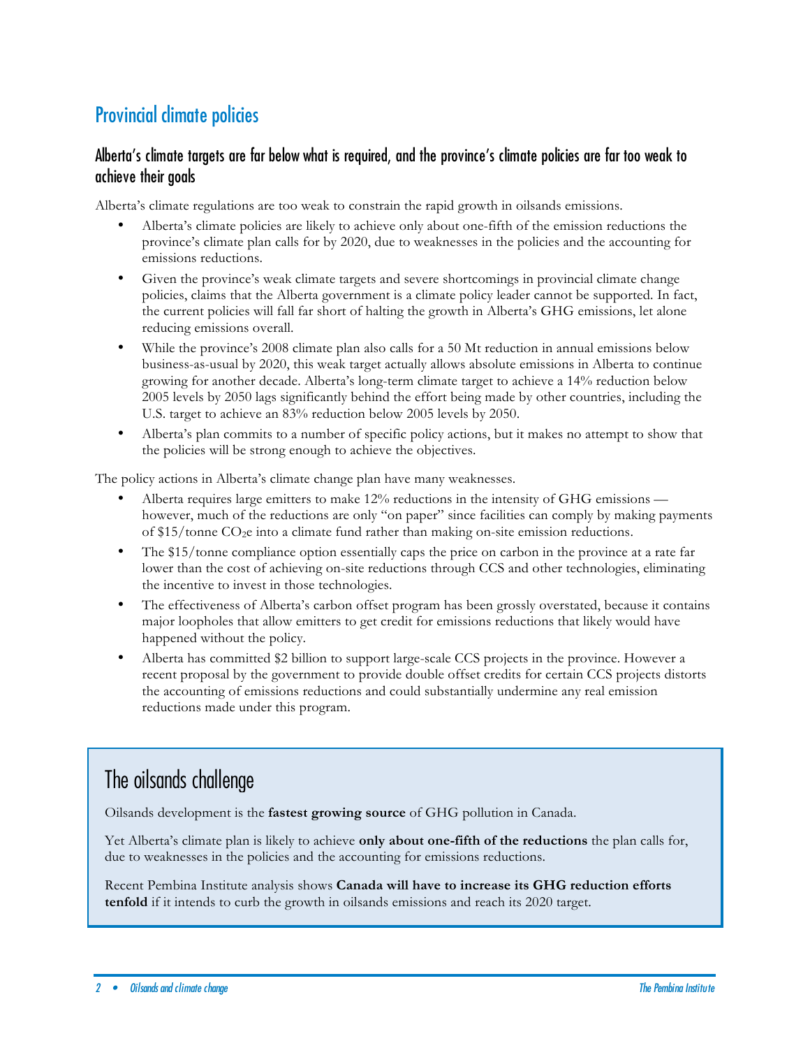## Provincial climate policies

### Alberta's climate targets are far below what is required, and the province's climate policies are far too weak to achieve their goals

Alberta's climate regulations are too weak to constrain the rapid growth in oilsands emissions.

- Alberta's climate policies are likely to achieve only about one-fifth of the emission reductions the province's climate plan calls for by 2020, due to weaknesses in the policies and the accounting for emissions reductions.
- Given the province's weak climate targets and severe shortcomings in provincial climate change policies, claims that the Alberta government is a climate policy leader cannot be supported. In fact, the current policies will fall far short of halting the growth in Alberta's GHG emissions, let alone reducing emissions overall.
- While the province's 2008 climate plan also calls for a 50 Mt reduction in annual emissions below business-as-usual by 2020, this weak target actually allows absolute emissions in Alberta to continue growing for another decade. Alberta's long-term climate target to achieve a 14% reduction below 2005 levels by 2050 lags significantly behind the effort being made by other countries, including the U.S. target to achieve an 83% reduction below 2005 levels by 2050.
- Alberta's plan commits to a number of specific policy actions, but it makes no attempt to show that the policies will be strong enough to achieve the objectives.

The policy actions in Alberta's climate change plan have many weaknesses.

- Alberta requires large emitters to make 12% reductions in the intensity of GHG emissions — however, much of the reductions are only "on paper" since facilities can comply by making payments of \$15/tonne $CO_2e$ into a climate fund rather than making on-site emission reductions.
- The \$15/tonne compliance option essentially caps the price on carbon in the province at a rate far lower than the cost of achieving on-site reductions through CCS and other technologies, eliminating the incentive to invest in those technologies.
- The effectiveness of Alberta's carbon offset program has been grossly overstated, because it contains major loopholes that allow emitters to get credit for emissions reductions that likely would have happened without the policy.
- Alberta has committed \$2 billion to support large-scale CCS projects in the province. However a recent proposal by the government to provide double offset credits for certain CCS projects distorts the accounting of emissions reductions and could substantially undermine any real emission reductions made under this program.

## The oilsands challenge

Oilsands development is the **fastest growing source** of GHG pollution in Canada.

Yet Alberta's climate plan is likely to achieve **only about one-fifth of the reductions** the plan calls for, due to weaknesses in the policies and the accounting for emissions reductions.

Recent Pembina Institute analysis shows **Canada will have to increase its GHG reduction efforts tenfold** if it intends to curb the growth in oilsands emissions and reach its 2020 target.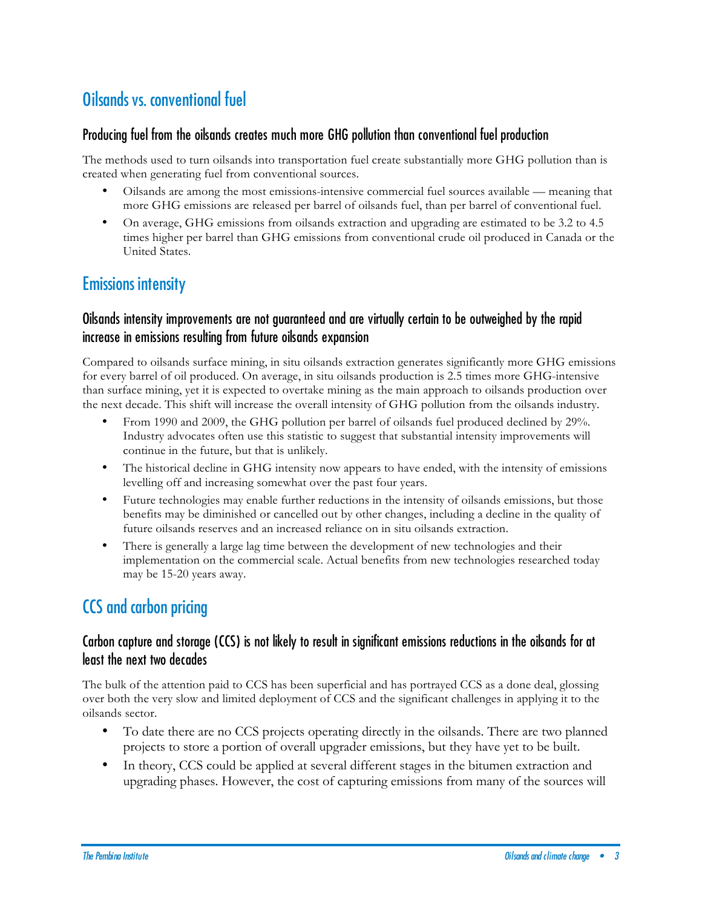## Oilsands vs. conventional fuel

### Producing fuel from the oilsands creates much more GHG pollution than conventional fuel production

The methods used to turn oilsands into transportation fuel create substantially more GHG pollution than is created when generating fuel from conventional sources.

- Oilsands are among the most emissions-intensive commercial fuel sources available — meaning that more GHG emissions are released per barrel of oilsands fuel, than per barrel of conventional fuel.
- On average, GHG emissions from oilsands extraction and upgrading are estimated to be 3.2 to 4.5 times higher per barrel than GHG emissions from conventional crude oil produced in Canada or the United States.

## Emissions intensity

### Oilsands intensity improvements are not guaranteed and are virtually certain to be outweighed by the rapid increase in emissions resulting from future oilsands expansion

Compared to oilsands surface mining, in situ oilsands extraction generates significantly more GHG emissions for every barrel of oil produced. On average, in situ oilsands production is 2.5 times more GHG-intensive than surface mining, yet it is expected to overtake mining as the main approach to oilsands production over the next decade. This shift will increase the overall intensity of GHG pollution from the oilsands industry.

- From 1990 and 2009, the GHG pollution per barrel of oilsands fuel produced declined by 29%. Industry advocates often use this statistic to suggest that substantial intensity improvements will continue in the future, but that is unlikely.
- The historical decline in GHG intensity now appears to have ended, with the intensity of emissions levelling off and increasing somewhat over the past four years.
- Future technologies may enable further reductions in the intensity of oilsands emissions, but those benefits may be diminished or cancelled out by other changes, including a decline in the quality of future oilsands reserves and an increased reliance on in situ oilsands extraction.
- There is generally a large lag time between the development of new technologies and their implementation on the commercial scale. Actual benefits from new technologies researched today may be 15-20 years away.

## CCS and carbon pricing

### Carbon capture and storage (CCS) is not likely to result in significant emissions reductions in the oilsands for at least the next two decades

The bulk of the attention paid to CCS has been superficial and has portrayed CCS as a done deal, glossing over both the very slow and limited deployment of CCS and the significant challenges in applying it to the oilsands sector.

- To date there are no CCS projects operating directly in the oilsands. There are two planned projects to store a portion of overall upgrader emissions, but they have yet to be built.
- In theory, CCS could be applied at several different stages in the bitumen extraction and upgrading phases. However, the cost of capturing emissions from many of the sources will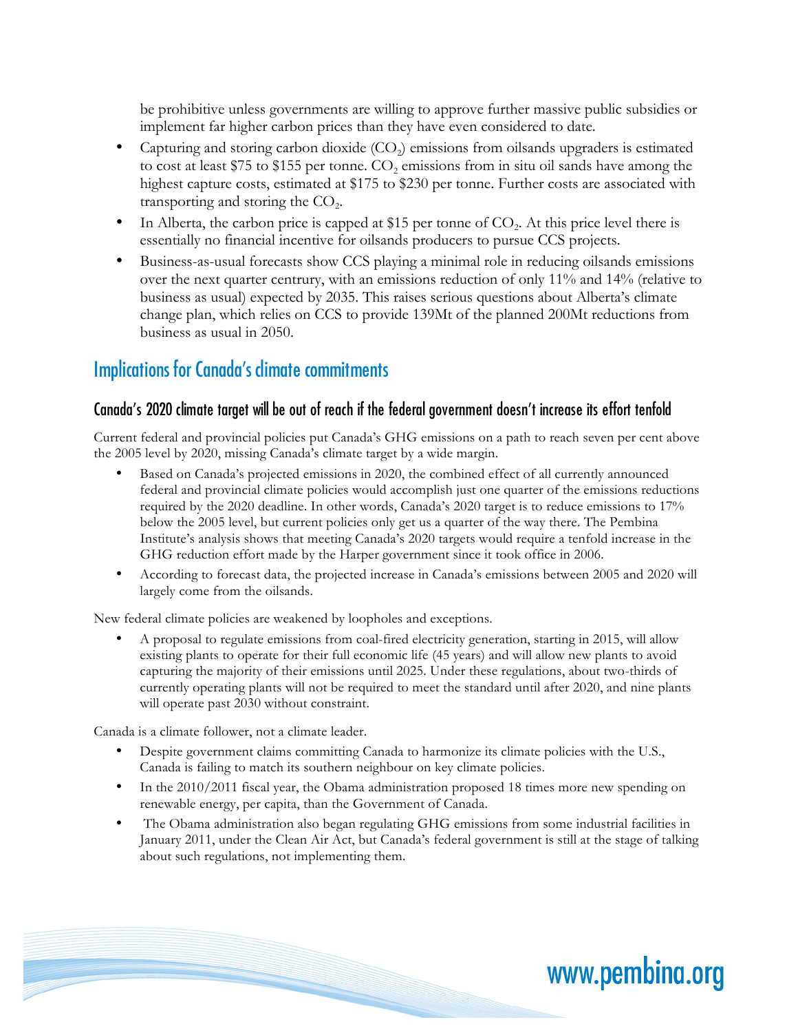be prohibitive unless governments are willing to approve further massive public subsidies or implement far higher carbon prices than they have even considered to date.

- Capturing and storing carbon dioxide ($CO_2$) emissions from oilsands upgraders is estimated to cost at least $75 to $155 per tonne. $CO_2$ emissions from in situ oil sands have among the highest capture costs, estimated at $175 to $230 per tonne. Further costs are associated with transporting and storing the $CO_2$.
- In Alberta, the carbon price is capped at $15 per tonne of $CO_2$. At this price level there is essentially no financial incentive for oilsands producers to pursue CCS projects.
- Business-as-usual forecasts show CCS playing a minimal role in reducing oilsands emissions over the next quarter centrury, with an emissions reduction of only 11% and 14% (relative to business as usual) expected by 2035. This raises serious questions about Alberta's climate change plan, which relies on CCS to provide 139Mt of the planned 200Mt reductions from business as usual in 2050.

## Implications for Canada's climate commitments

### Canada's 2020 climate target will be out of reach if the federal government doesn't increase its effort tenfold

Current federal and provincial policies put Canada's GHG emissions on a path to reach seven per cent above the 2005 level by 2020, missing Canada's climate target by a wide margin.

- Based on Canada's projected emissions in 2020, the combined effect of all currently announced federal and provincial climate policies would accomplish just one quarter of the emissions reductions required by the 2020 deadline. In other words, Canada's 2020 target is to reduce emissions to 17% below the 2005 level, but current policies only get us a quarter of the way there. The Pembina Institute's analysis shows that meeting Canada's 2020 targets would require a tenfold increase in the GHG reduction effort made by the Harper government since it took office in 2006.
- According to forecast data, the projected increase in Canada's emissions between 2005 and 2020 will largely come from the oilsands.

New federal climate policies are weakened by loopholes and exceptions.

- A proposal to regulate emissions from coal-fired electricity generation, starting in 2015, will allow existing plants to operate for their full economic life (45 years) and will allow new plants to avoid capturing the majority of their emissions until 2025. Under these regulations, about two-thirds of currently operating plants will not be required to meet the standard until after 2020, and nine plants will operate past 2030 without constraint.

Canada is a climate follower, not a climate leader.

- Despite government claims committing Canada to harmonize its climate policies with the U.S., Canada is failing to match its southern neighbour on key climate policies.
- In the 2010/2011 fiscal year, the Obama administration proposed 18 times more new spending on renewable energy, per capita, than the Government of Canada.
- The Obama administration also began regulating GHG emissions from some industrial facilities in January 2011, under the Clean Air Act, but Canada's federal government is still at the stage of talking about such regulations, not implementing them.